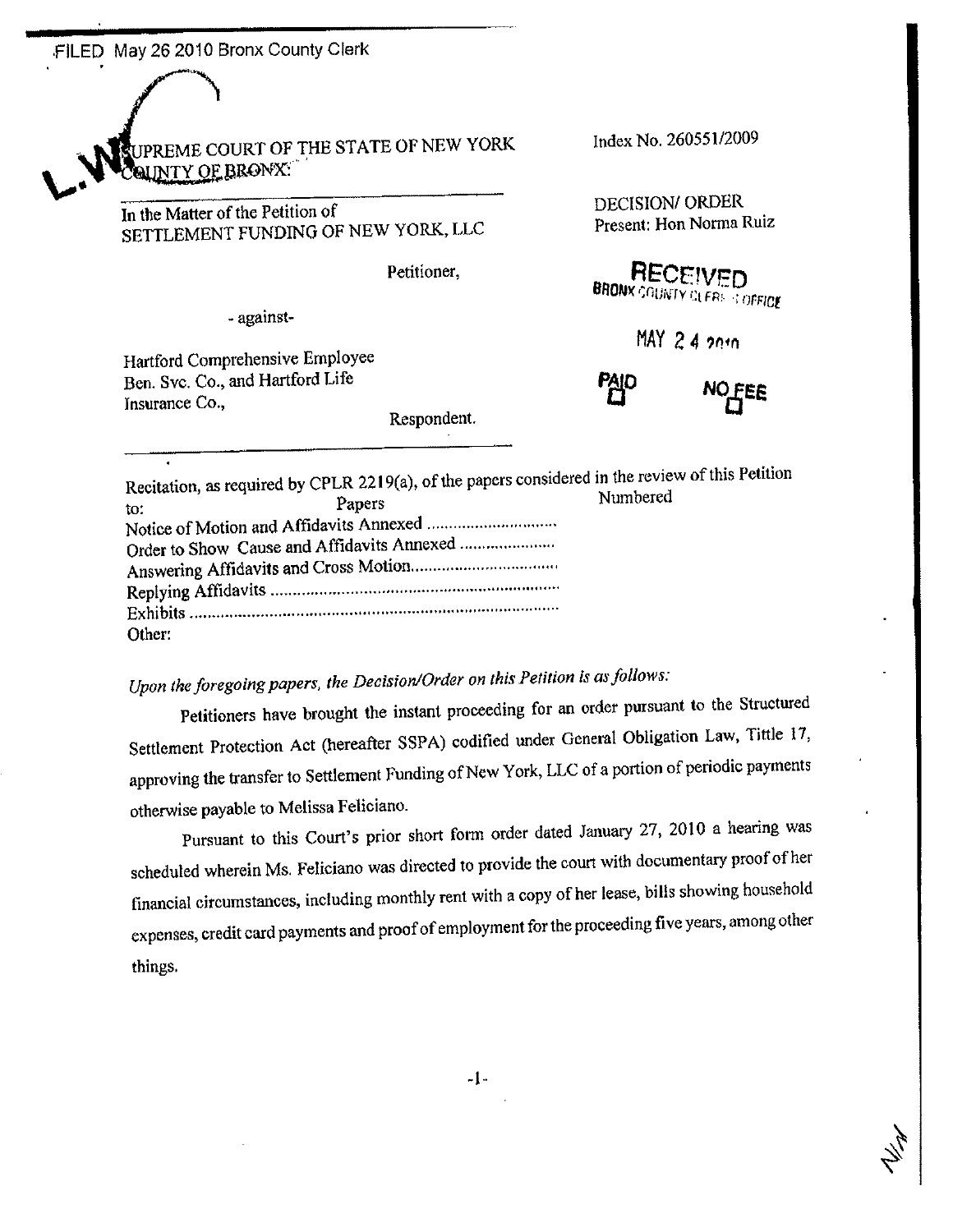FILED May 26 2010 Bronx County Clerk

SUPREME COURT OF THE STATE OF NEW YORK
COUNTY OF BRONX:

Index No. 260551/2009

In the Matter of the Petition of
SETTLEMENT FUNDING OF NEW YORK, LLC

Petitioner,

- against-

Hartford Comprehensive Employee Ben. Svc. Co., and Hartford Life Insurance Co.,

Respondent.

DECISION/ ORDER
Present: Hon Norma Ruiz

RECEIVED
BRONX COUNTY CLERK'S OFFICE
MAY 24 2010
PAID ☐ NO FEE ☐

Recitation, as required by CPLR 2219(a), of the papers considered in the review of this Petition to:

| Papers | Numbered |
|---|---|
| Notice of Motion and Affidavits Annexed .............................. | |
| Order to Show Cause and Affidavits Annexed ...................... | |
| Answering Affidavits and Cross Motion.................................. | |
| Replying Affidavits ................................................................... | |
| Exhibits .................................................................................... | |
| Other: | |

*Upon the foregoing papers, the Decision/Order on this Petition is as follows:*

Petitioners have brought the instant proceeding for an order pursuant to the Structured Settlement Protection Act (hereafter SSPA) codified under General Obligation Law, Tittle 17, approving the transfer to Settlement Funding of New York, LLC of a portion of periodic payments otherwise payable to Melissa Feliciano.

Pursuant to this Court's prior short form order dated January 27, 2010 a hearing was scheduled wherein Ms. Feliciano was directed to provide the court with documentary proof of her financial circumstances, including monthly rent with a copy of her lease, bills showing household expenses, credit card payments and proof of employment for the proceeding five years, among other things.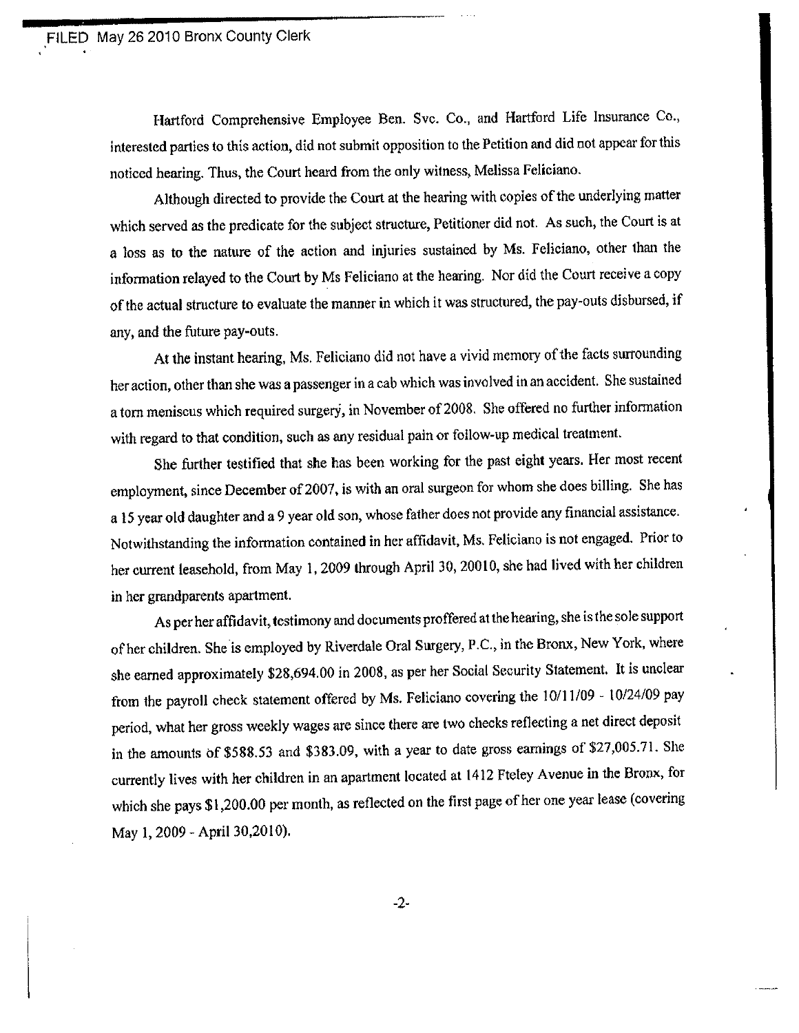FILED May 26 2010 Bronx County Clerk

Hartford Comprehensive Employee Ben. Svc. Co., and Hartford Life Insurance Co., interested parties to this action, did not submit opposition to the Petition and did not appear for this noticed hearing. Thus, the Court heard from the only witness, Melissa Feliciano.

Although directed to provide the Court at the hearing with copies of the underlying matter which served as the predicate for the subject structure, Petitioner did not. As such, the Court is at a loss as to the nature of the action and injuries sustained by Ms. Feliciano, other than the information relayed to the Court by Ms Feliciano at the hearing. Nor did the Court receive a copy of the actual structure to evaluate the manner in which it was structured, the pay-outs disbursed, if any, and the future pay-outs.

At the instant hearing, Ms. Feliciano did not have a vivid memory of the facts surrounding her action, other than she was a passenger in a cab which was involved in an accident. She sustained a torn meniscus which required surgery, in November of 2008. She offered no further information with regard to that condition, such as any residual pain or follow-up medical treatment.

She further testified that she has been working for the past eight years. Her most recent employment, since December of 2007, is with an oral surgeon for whom she does billing. She has a 15 year old daughter and a 9 year old son, whose father does not provide any financial assistance. Notwithstanding the information contained in her affidavit, Ms. Feliciano is not engaged. Prior to her current leasehold, from May 1, 2009 through April 30, 20010, she had lived with her children in her grandparents apartment.

As per her affidavit, testimony and documents proffered at the hearing, she is the sole support of her children. She is employed by Riverdale Oral Surgery, P.C., in the Bronx, New York, where she earned approximately $28,694.00 in 2008, as per her Social Security Statement. It is unclear from the payroll check statement offered by Ms. Feliciano covering the 10/11/09 - 10/24/09 pay period, what her gross weekly wages are since there are two checks reflecting a net direct deposit in the amounts of $588.53 and $383.09, with a year to date gross earnings of $27,005.71. She currently lives with her children in an apartment located at 1412 Fteley Avenue in the Bronx, for which she pays $1,200.00 per month, as reflected on the first page of her one year lease (covering May 1, 2009 - April 30,2010).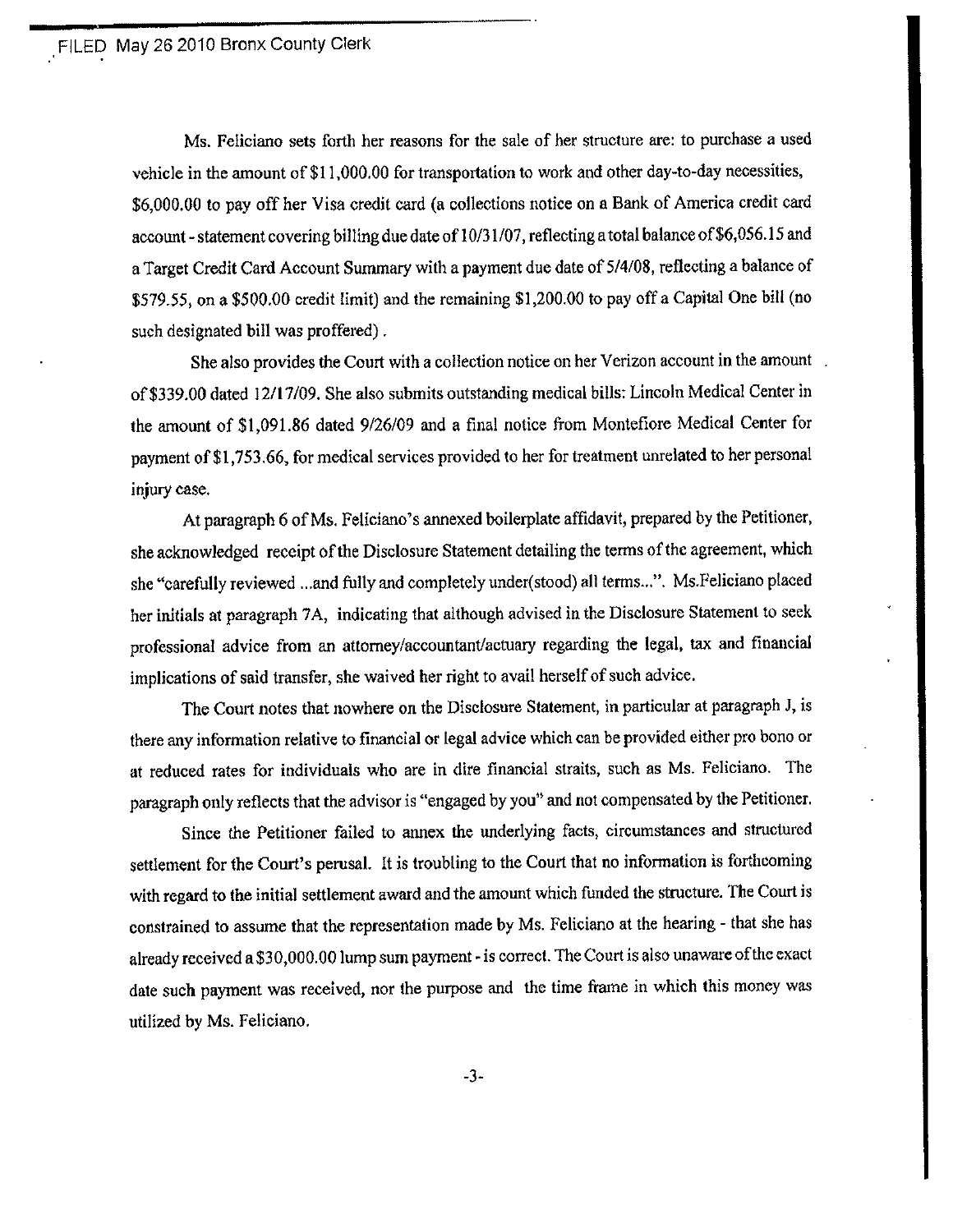Ms. Feliciano sets forth her reasons for the sale of her structure are: to purchase a used vehicle in the amount of $11,000.00 for transportation to work and other day-to-day necessities, $6,000.00 to pay off her Visa credit card (a collections notice on a Bank of America credit card account - statement covering billing due date of 10/31/07, reflecting a total balance of $6,056.15 and a Target Credit Card Account Summary with a payment due date of 5/4/08, reflecting a balance of $579.55, on a $500.00 credit limit) and the remaining $1,200.00 to pay off a Capital One bill (no such designated bill was proffered) .

She also provides the Court with a collection notice on her Verizon account in the amount of $339.00 dated 12/17/09. She also submits outstanding medical bills: Lincoln Medical Center in the amount of $1,091.86 dated 9/26/09 and a final notice from Montefiore Medical Center for payment of $1,753.66, for medical services provided to her for treatment unrelated to her personal injury case.

At paragraph 6 of Ms. Feliciano's annexed boilerplate affidavit, prepared by the Petitioner, she acknowledged receipt of the Disclosure Statement detailing the terms of the agreement, which she "carefully reviewed ...and fully and completely under(stood) all terms...". Ms.Feliciano placed her initials at paragraph 7A, indicating that although advised in the Disclosure Statement to seek professional advice from an attorney/accountant/actuary regarding the legal, tax and financial implications of said transfer, she waived her right to avail herself of such advice.

The Court notes that nowhere on the Disclosure Statement, in particular at paragraph J, is there any information relative to financial or legal advice which can be provided either pro bono or at reduced rates for individuals who are in dire financial straits, such as Ms. Feliciano. The paragraph only reflects that the advisor is "engaged by you" and not compensated by the Petitioner.

Since the Petitioner failed to annex the underlying facts, circumstances and structured settlement for the Court's perusal. It is troubling to the Court that no information is forthcoming with regard to the initial settlement award and the amount which funded the structure. The Court is constrained to assume that the representation made by Ms. Feliciano at the hearing - that she has already received a $30,000.00 lump sum payment - is correct. The Court is also unaware of the exact date such payment was received, nor the purpose and the time frame in which this money was utilized by Ms. Feliciano.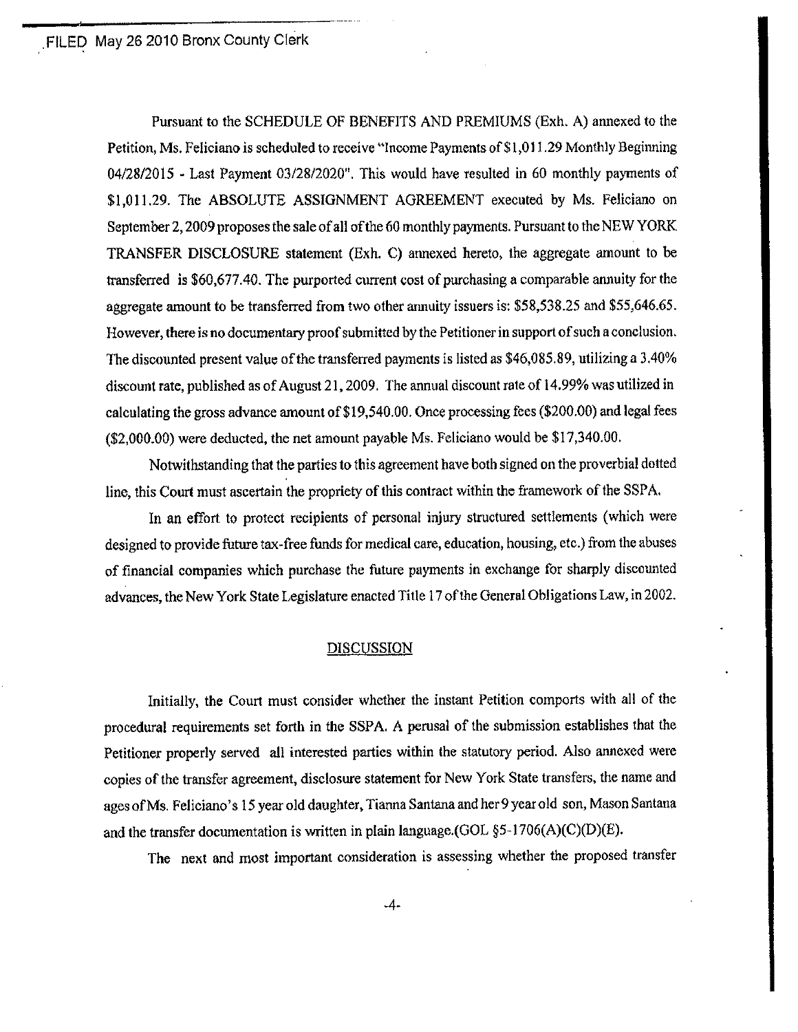FILED May 26 2010 Bronx County Clerk

Pursuant to the SCHEDULE OF BENEFITS AND PREMIUMS (Exh. A) annexed to the Petition, Ms. Feliciano is scheduled to receive "Income Payments of $1,011.29 Monthly Beginning 04/28/2015 - Last Payment 03/28/2020". This would have resulted in 60 monthly payments of $1,011.29. The ABSOLUTE ASSIGNMENT AGREEMENT executed by Ms. Feliciano on September 2, 2009 proposes the sale of all of the 60 monthly payments. Pursuant to the NEW YORK TRANSFER DISCLOSURE statement (Exh. C) annexed hereto, the aggregate amount to be transferred is $60,677.40. The purported current cost of purchasing a comparable annuity for the aggregate amount to be transferred from two other annuity issuers is: $58,538.25 and $55,646.65. However, there is no documentary proof submitted by the Petitioner in support of such a conclusion. The discounted present value of the transferred payments is listed as $46,085.89, utilizing a 3.40% discount rate, published as of August 21, 2009. The annual discount rate of 14.99% was utilized in calculating the gross advance amount of $19,540.00. Once processing fees ($200.00) and legal fees ($2,000.00) were deducted, the net amount payable Ms. Feliciano would be $17,340.00.

Notwithstanding that the parties to this agreement have both signed on the proverbial dotted line, this Court must ascertain the propriety of this contract within the framework of the SSPA.

In an effort to protect recipients of personal injury structured settlements (which were designed to provide future tax-free funds for medical care, education, housing, etc.) from the abuses of financial companies which purchase the future payments in exchange for sharply discounted advances, the New York State Legislature enacted Title 17 of the General Obligations Law, in 2002.

## DISCUSSION

Initially, the Court must consider whether the instant Petition comports with all of the procedural requirements set forth in the SSPA. A perusal of the submission establishes that the Petitioner properly served all interested parties within the statutory period. Also annexed were copies of the transfer agreement, disclosure statement for New York State transfers, the name and ages of Ms. Feliciano's 15 year old daughter, Tianna Santana and her 9 year old son, Mason Santana and the transfer documentation is written in plain language.(GOL §5-1706(A)(C)(D)(E).

The next and most important consideration is assessing whether the proposed transfer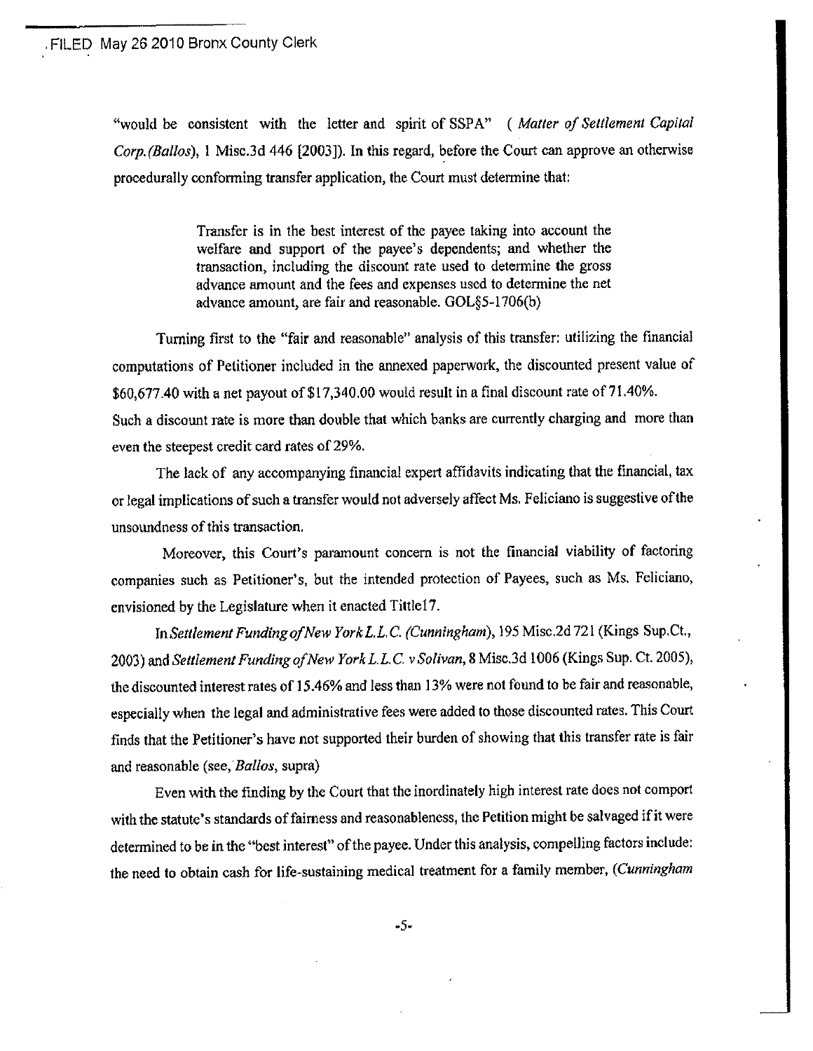"would be consistent with the letter and spirit of SSPA" ( *Matter of Settlement Capital Corp.(Ballos)*, 1 Misc.3d 446 [2003]). In this regard, before the Court can approve an otherwise procedurally conforming transfer application, the Court must determine that:

> Transfer is in the best interest of the payee taking into account the welfare and support of the payee's dependents; and whether the transaction, including the discount rate used to determine the gross advance amount and the fees and expenses used to determine the net advance amount, are fair and reasonable. GOL§5-1706(b)

Turning first to the "fair and reasonable" analysis of this transfer: utilizing the financial computations of Petitioner included in the annexed paperwork, the discounted present value of $60,677.40 with a net payout of $17,340.00 would result in a final discount rate of 71.40%. Such a discount rate is more than double that which banks are currently charging and more than even the steepest credit card rates of 29%.

The lack of any accompanying financial expert affidavits indicating that the financial, tax or legal implications of such a transfer would not adversely affect Ms. Feliciano is suggestive of the unsoundness of this transaction.

Moreover, this Court's paramount concern is not the financial viability of factoring companies such as Petitioner's, but the intended protection of Payees, such as Ms. Feliciano, envisioned by the Legislature when it enacted Tittle17.

In *Settlement Funding of New York L.L.C. (Cunningham)*, 195 Misc.2d 721 (Kings Sup.Ct., 2003) and *Settlement Funding of New York L.L.C. v Solivan*, 8 Misc.3d 1006 (Kings Sup. Ct. 2005), the discounted interest rates of 15.46% and less than 13% were not found to be fair and reasonable, especially when the legal and administrative fees were added to those discounted rates. This Court finds that the Petitioner's have not supported their burden of showing that this transfer rate is fair and reasonable (see, *Ballos*, supra)

Even with the finding by the Court that the inordinately high interest rate does not comport with the statute's standards of fairness and reasonableness, the Petition might be salvaged if it were determined to be in the "best interest" of the payee. Under this analysis, compelling factors include: the need to obtain cash for life-sustaining medical treatment for a family member, (*Cunningham*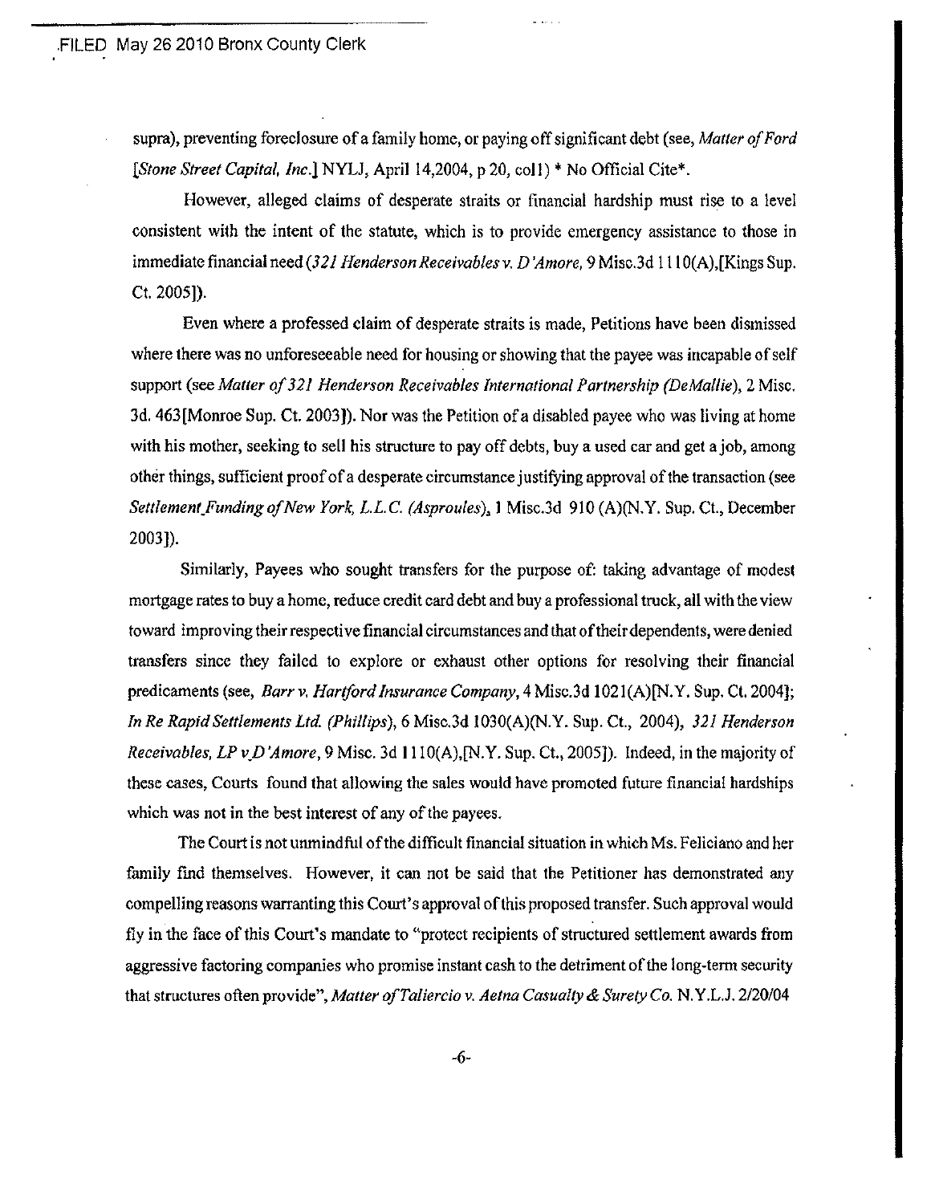supra), preventing foreclosure of a family home, or paying off significant debt (see, *Matter of Ford [Stone Street Capital, Inc.]* NYLJ, April 14,2004, p 20, col1) * No Official Cite*.

However, alleged claims of desperate straits or financial hardship must rise to a level consistent with the intent of the statute, which is to provide emergency assistance to those in immediate financial need (*321 Henderson Receivables v. D'Amore*, 9 Misc.3d 1110(A),[Kings Sup. Ct. 2005]).

Even where a professed claim of desperate straits is made, Petitions have been dismissed where there was no unforeseeable need for housing or showing that the payee was incapable of self support (see *Matter of 321 Henderson Receivables International Partnership (DeMallie)*, 2 Misc. 3d. 463[Monroe Sup. Ct. 2003]). Nor was the Petition of a disabled payee who was living at home with his mother, seeking to sell his structure to pay off debts, buy a used car and get a job, among other things, sufficient proof of a desperate circumstance justifying approval of the transaction (see *Settlement Funding of New York, L.L.C. (Asproules)*, 1 Misc.3d 910 (A)(N.Y. Sup. Ct., December 2003]).

Similarly, Payees who sought transfers for the purpose of: taking advantage of modest mortgage rates to buy a home, reduce credit card debt and buy a professional truck, all with the view toward improving their respective financial circumstances and that of their dependents, were denied transfers since they failed to explore or exhaust other options for resolving their financial predicaments (see, *Barr v. Hartford Insurance Company*, 4 Misc.3d 1021(A)[N.Y. Sup. Ct. 2004]; *In Re Rapid Settlements Ltd. (Phillips)*, 6 Misc.3d 1030(A)(N.Y. Sup. Ct., 2004), *321 Henderson Receivables, LP v D'Amore*, 9 Misc. 3d 1110(A),[N.Y. Sup. Ct., 2005]). Indeed, in the majority of these cases, Courts found that allowing the sales would have promoted future financial hardships which was not in the best interest of any of the payees.

The Court is not unmindful of the difficult financial situation in which Ms. Feliciano and her family find themselves. However, it can not be said that the Petitioner has demonstrated any compelling reasons warranting this Court's approval of this proposed transfer. Such approval would fly in the face of this Court's mandate to "protect recipients of structured settlement awards from aggressive factoring companies who promise instant cash to the detriment of the long-term security that structures often provide", *Matter of Taliercio v. Aetna Casualty & Surety Co.* N.Y.L.J. 2/20/04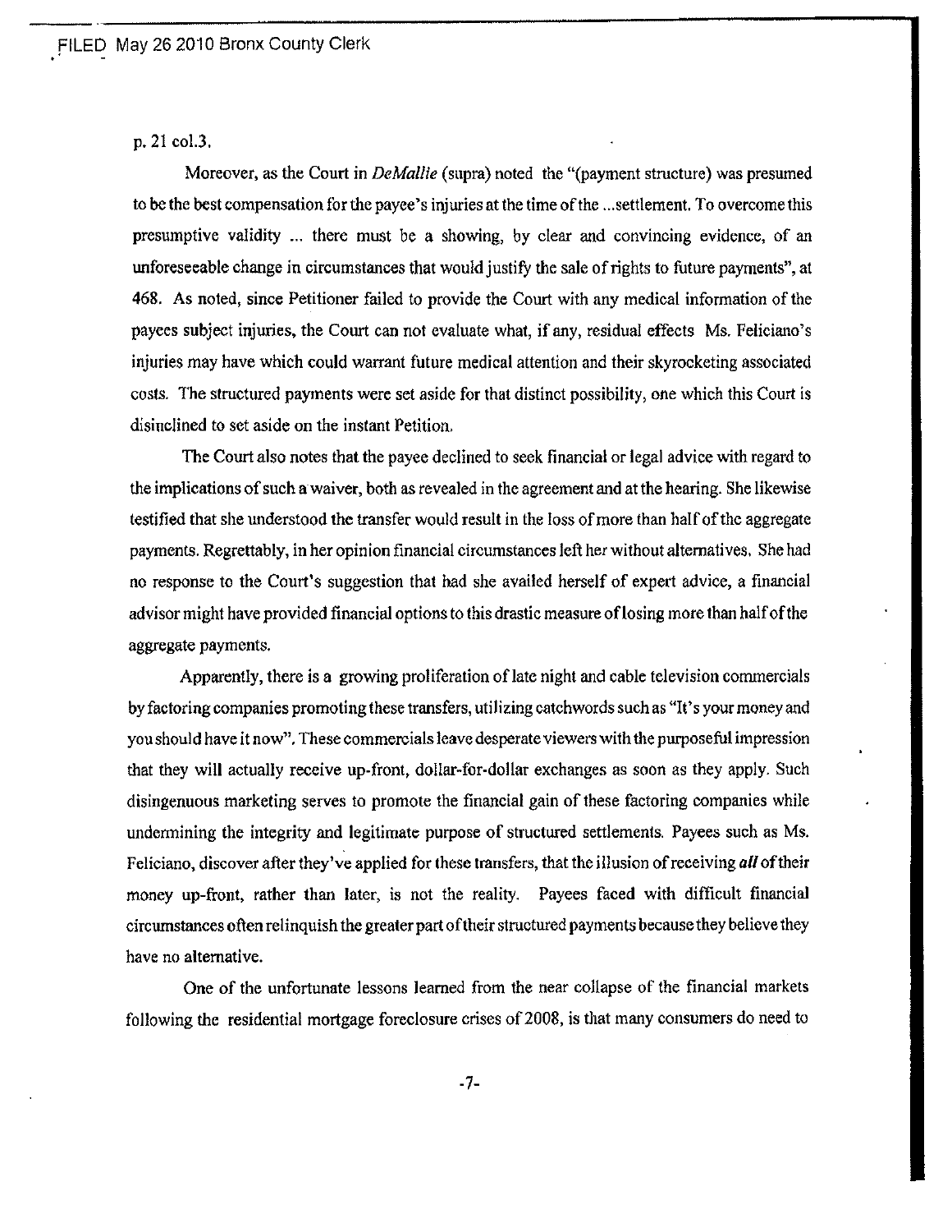p. 21 col.3.

Moreover, as the Court in *DeMallie* (supra) noted the "(payment structure) was presumed to be the best compensation for the payee's injuries at the time of the ...settlement. To overcome this presumptive validity ... there must be a showing, by clear and convincing evidence, of an unforeseeable change in circumstances that would justify the sale of rights to future payments", at 468. As noted, since Petitioner failed to provide the Court with any medical information of the payees subject injuries, the Court can not evaluate what, if any, residual effects Ms. Feliciano's injuries may have which could warrant future medical attention and their skyrocketing associated costs. The structured payments were set aside for that distinct possibility, one which this Court is disinclined to set aside on the instant Petition.

The Court also notes that the payee declined to seek financial or legal advice with regard to the implications of such a waiver, both as revealed in the agreement and at the hearing. She likewise testified that she understood the transfer would result in the loss of more than half of the aggregate payments. Regrettably, in her opinion financial circumstances left her without alternatives. She had no response to the Court's suggestion that had she availed herself of expert advice, a financial advisor might have provided financial options to this drastic measure of losing more than half of the aggregate payments.

Apparently, there is a growing proliferation of late night and cable television commercials by factoring companies promoting these transfers, utilizing catchwords such as "It's your money and you should have it now". These commercials leave desperate viewers with the purposeful impression that they will actually receive up-front, dollar-for-dollar exchanges as soon as they apply. Such disingenuous marketing serves to promote the financial gain of these factoring companies while undermining the integrity and legitimate purpose of structured settlements. Payees such as Ms. Feliciano, discover after they've applied for these transfers, that the illusion of receiving ***all*** of their money up-front, rather than later, is not the reality. Payees faced with difficult financial circumstances often relinquish the greater part of their structured payments because they believe they have no alternative.

One of the unfortunate lessons learned from the near collapse of the financial markets following the residential mortgage foreclosure crises of 2008, is that many consumers do need to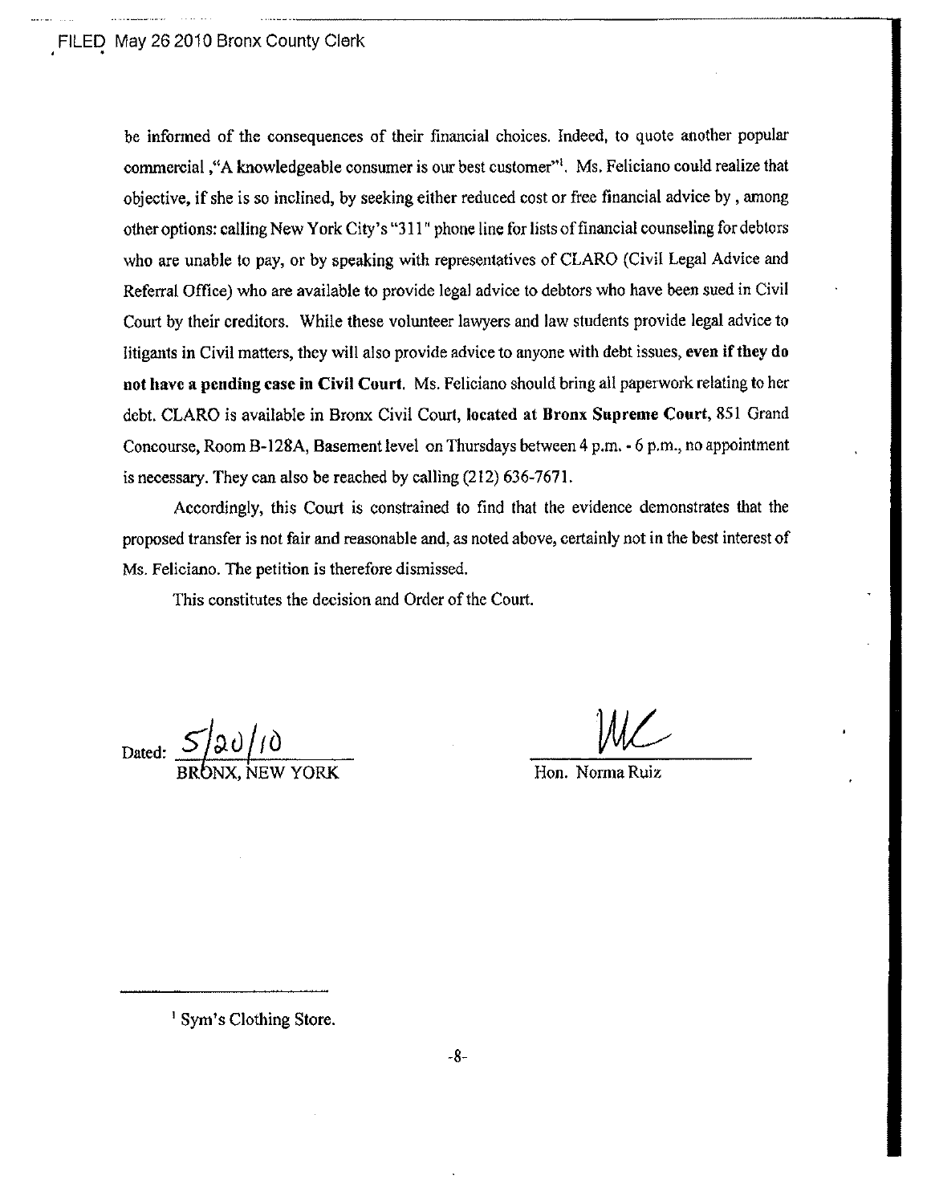be informed of the consequences of their financial choices. Indeed, to quote another popular commercial ,"A knowledgeable consumer is our best customer"[1]. Ms. Feliciano could realize that objective, if she is so inclined, by seeking either reduced cost or free financial advice by , among other options: calling New York City's "311" phone line for lists of financial counseling for debtors who are unable to pay, or by speaking with representatives of CLARO (Civil Legal Advice and Referral Office) who are available to provide legal advice to debtors who have been sued in Civil Court by their creditors. While these volunteer lawyers and law students provide legal advice to litigants in Civil matters, they will also provide advice to anyone with debt issues, **even if they do not have a pending case in Civil Court.** Ms. Feliciano should bring all paperwork relating to her debt. CLARO is available in Bronx Civil Court, **located at Bronx Supreme Court,** 851 Grand Concourse, Room B-128A, Basement level on Thursdays between 4 p.m. - 6 p.m., no appointment is necessary. They can also be reached by calling (212) 636-7671.

Accordingly, this Court is constrained to find that the evidence demonstrates that the proposed transfer is not fair and reasonable and, as noted above, certainly not in the best interest of Ms. Feliciano. The petition is therefore dismissed.

This constitutes the decision and Order of the Court.

Dated: 5/20/10
BRONX, NEW YORK

Hon. Norma Ruiz

[1] Sym's Clothing Store.